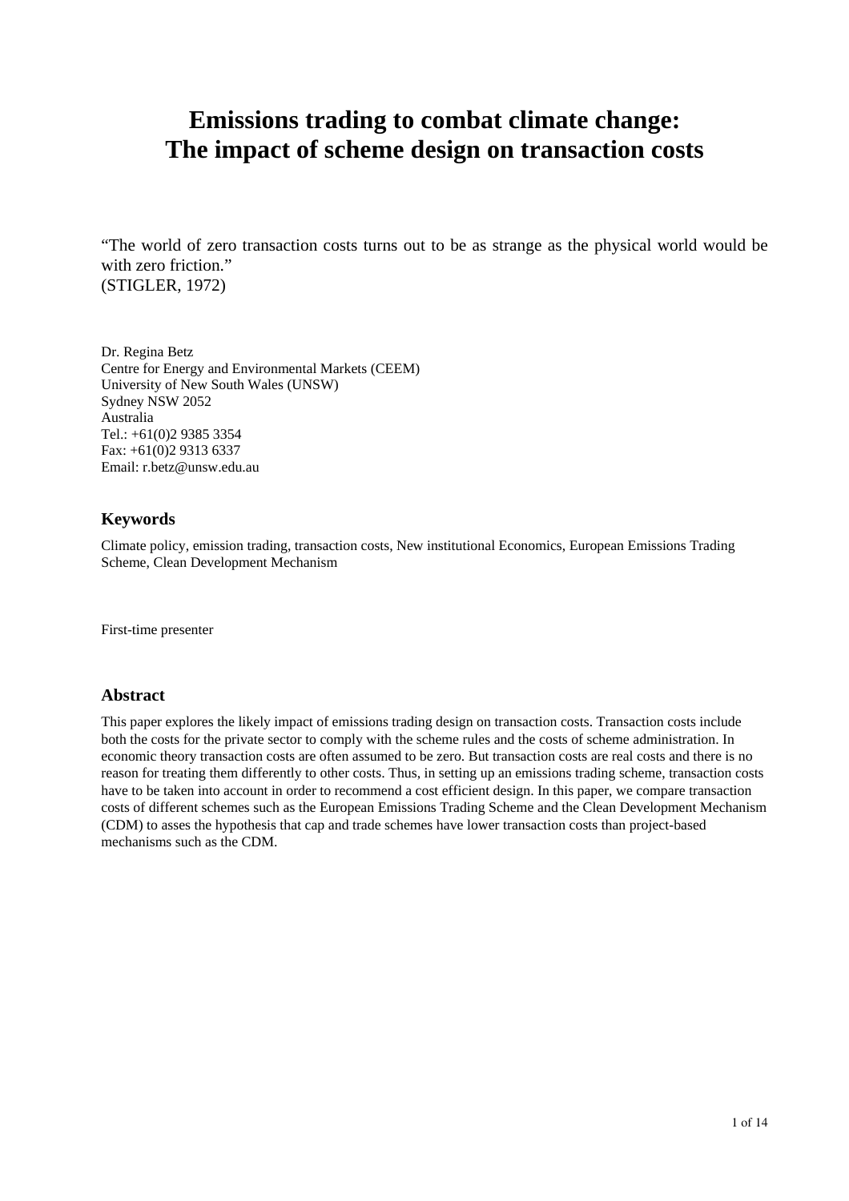# Emissions trading to combat climate change: The impact of scheme design on transaction costs

"The world of zero transaction costs turns out to be as strange as the physical world would be with zero friction."
(STIGLER, 1972)

Dr. Regina Betz
Centre for Energy and Environmental Markets (CEEM)
University of New South Wales (UNSW)
Sydney NSW 2052
Australia
Tel.: +61(0)2 9385 3354
Fax: +61(0)2 9313 6337
Email: r.betz@unsw.edu.au

## Keywords

Climate policy, emission trading, transaction costs, New institutional Economics, European Emissions Trading Scheme, Clean Development Mechanism

First-time presenter

## Abstract

This paper explores the likely impact of emissions trading design on transaction costs. Transaction costs include both the costs for the private sector to comply with the scheme rules and the costs of scheme administration. In economic theory transaction costs are often assumed to be zero. But transaction costs are real costs and there is no reason for treating them differently to other costs. Thus, in setting up an emissions trading scheme, transaction costs have to be taken into account in order to recommend a cost efficient design. In this paper, we compare transaction costs of different schemes such as the European Emissions Trading Scheme and the Clean Development Mechanism (CDM) to asses the hypothesis that cap and trade schemes have lower transaction costs than project-based mechanisms such as the CDM.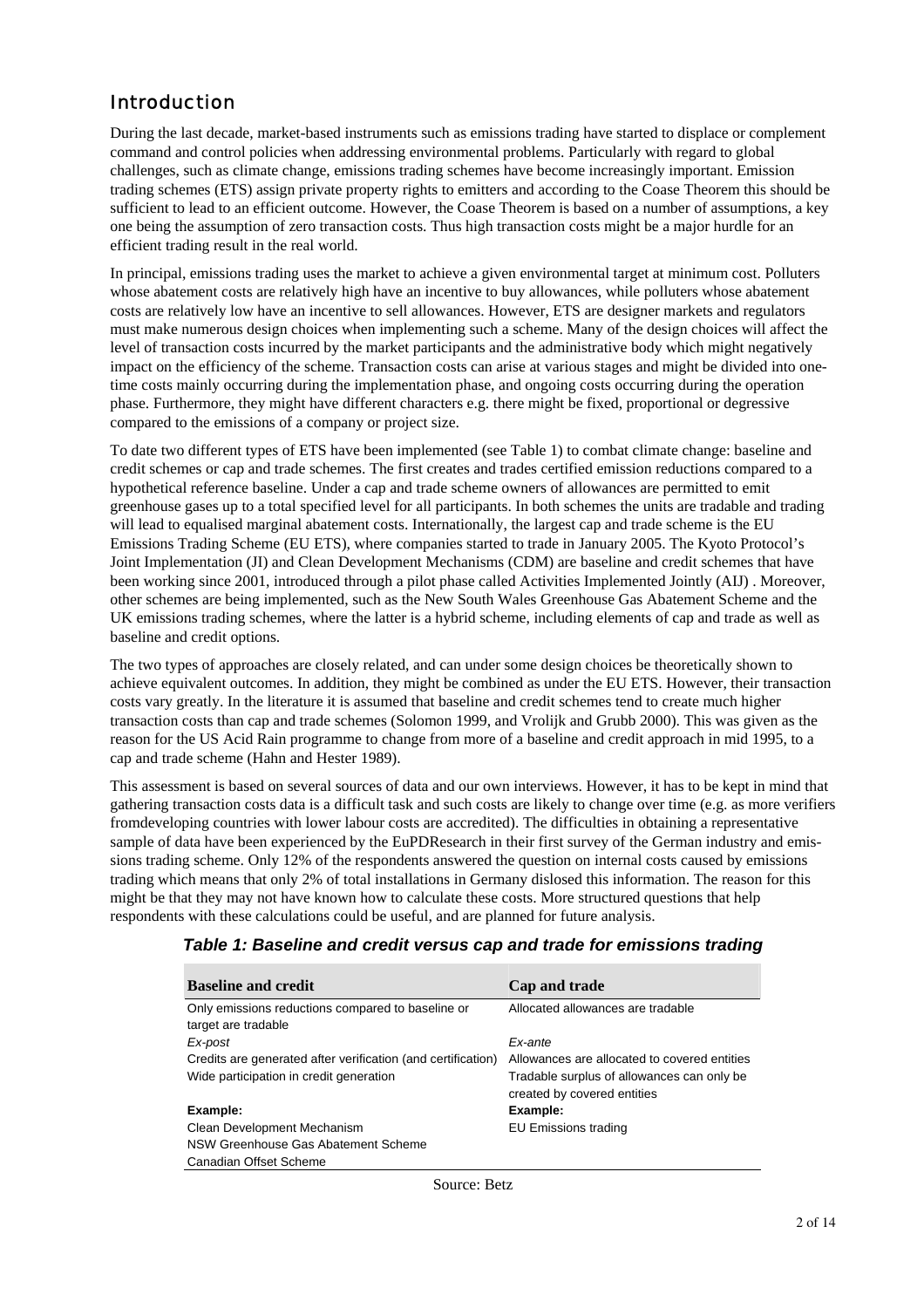## Introduction

During the last decade, market-based instruments such as emissions trading have started to displace or complement command and control policies when addressing environmental problems. Particularly with regard to global challenges, such as climate change, emissions trading schemes have become increasingly important. Emission trading schemes (ETS) assign private property rights to emitters and according to the Coase Theorem this should be sufficient to lead to an efficient outcome. However, the Coase Theorem is based on a number of assumptions, a key one being the assumption of zero transaction costs. Thus high transaction costs might be a major hurdle for an efficient trading result in the real world.

In principal, emissions trading uses the market to achieve a given environmental target at minimum cost. Polluters whose abatement costs are relatively high have an incentive to buy allowances, while polluters whose abatement costs are relatively low have an incentive to sell allowances. However, ETS are designer markets and regulators must make numerous design choices when implementing such a scheme. Many of the design choices will affect the level of transaction costs incurred by the market participants and the administrative body which might negatively impact on the efficiency of the scheme. Transaction costs can arise at various stages and might be divided into one-time costs mainly occurring during the implementation phase, and ongoing costs occurring during the operation phase. Furthermore, they might have different characters e.g. there might be fixed, proportional or degressive compared to the emissions of a company or project size.

To date two different types of ETS have been implemented (see Table 1) to combat climate change: baseline and credit schemes or cap and trade schemes. The first creates and trades certified emission reductions compared to a hypothetical reference baseline. Under a cap and trade scheme owners of allowances are permitted to emit greenhouse gases up to a total specified level for all participants. In both schemes the units are tradable and trading will lead to equalised marginal abatement costs. Internationally, the largest cap and trade scheme is the EU Emissions Trading Scheme (EU ETS), where companies started to trade in January 2005. The Kyoto Protocol's Joint Implementation (JI) and Clean Development Mechanisms (CDM) are baseline and credit schemes that have been working since 2001, introduced through a pilot phase called Activities Implemented Jointly (AIJ) . Moreover, other schemes are being implemented, such as the New South Wales Greenhouse Gas Abatement Scheme and the UK emissions trading schemes, where the latter is a hybrid scheme, including elements of cap and trade as well as baseline and credit options.

The two types of approaches are closely related, and can under some design choices be theoretically shown to achieve equivalent outcomes. In addition, they might be combined as under the EU ETS. However, their transaction costs vary greatly. In the literature it is assumed that baseline and credit schemes tend to create much higher transaction costs than cap and trade schemes (Solomon 1999, and Vrolijk and Grubb 2000). This was given as the reason for the US Acid Rain programme to change from more of a baseline and credit approach in mid 1995, to a cap and trade scheme (Hahn and Hester 1989).

This assessment is based on several sources of data and our own interviews. However, it has to be kept in mind that gathering transaction costs data is a difficult task and such costs are likely to change over time (e.g. as more verifiers fromdeveloping countries with lower labour costs are accredited). The difficulties in obtaining a representative sample of data have been experienced by the EuPDResearch in their first survey of the German industry and emissions trading scheme. Only 12% of the respondents answered the question on internal costs caused by emissions trading which means that only 2% of total installations in Germany dislosed this information. The reason for this might be that they may not have known how to calculate these costs. More structured questions that help respondents with these calculations could be useful, and are planned for future analysis.

***Table 1: Baseline and credit versus cap and trade for emissions trading***

| Baseline and credit | Cap and trade |
|---|---|
| Only emissions reductions compared to baseline or target are tradable | Allocated allowances are tradable |
| *Ex-post* | *Ex-ante* |
| Credits are generated after verification (and certification) | Allowances are allocated to covered entities |
| Wide participation in credit generation | Tradable surplus of allowances can only be created by covered entities |
| **Example:** | **Example:** |
| Clean Development Mechanism | EU Emissions trading |
| NSW Greenhouse Gas Abatement Scheme | |
| Canadian Offset Scheme | |

Source: Betz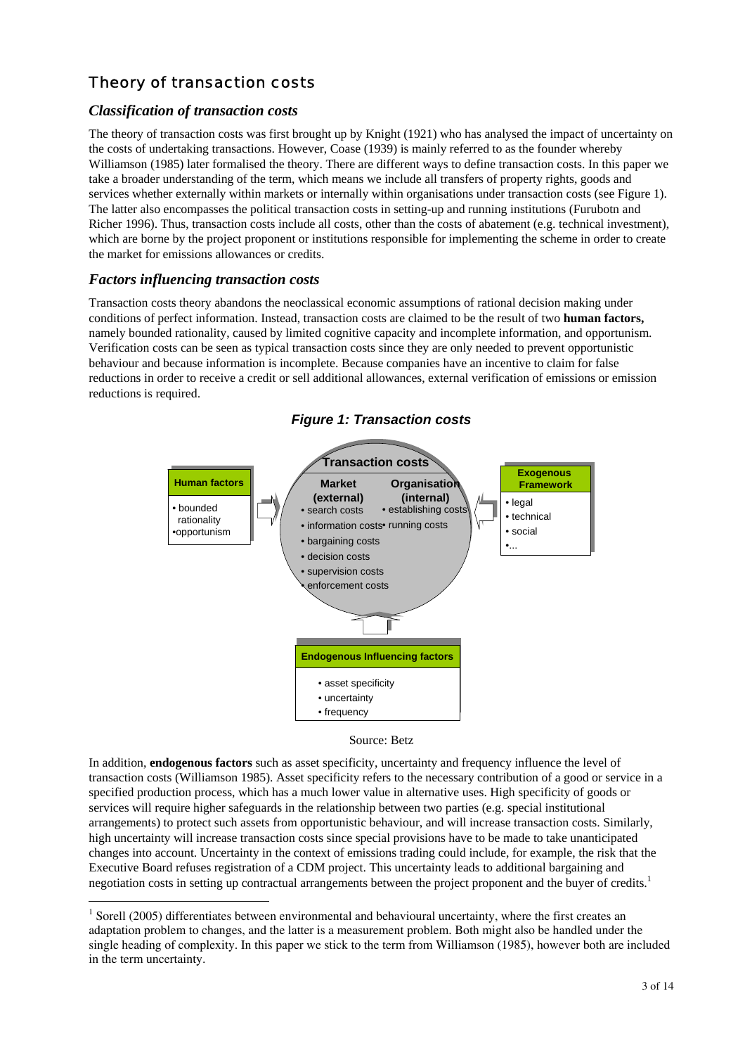## Theory of transaction costs

### *Classification of transaction costs*

The theory of transaction costs was first brought up by Knight (1921) who has analysed the impact of uncertainty on the costs of undertaking transactions. However, Coase (1939) is mainly referred to as the founder whereby Williamson (1985) later formalised the theory. There are different ways to define transaction costs. In this paper we take a broader understanding of the term, which means we include all transfers of property rights, goods and services whether externally within markets or internally within organisations under transaction costs (see Figure 1). The latter also encompasses the political transaction costs in setting-up and running institutions (Furubotn and Richer 1996). Thus, transaction costs include all costs, other than the costs of abatement (e.g. technical investment), which are borne by the project proponent or institutions responsible for implementing the scheme in order to create the market for emissions allowances or credits.

### *Factors influencing transaction costs*

Transaction costs theory abandons the neoclassical economic assumptions of rational decision making under conditions of perfect information. Instead, transaction costs are claimed to be the result of two **human factors,** namely bounded rationality, caused by limited cognitive capacity and incomplete information, and opportunism. Verification costs can be seen as typical transaction costs since they are only needed to prevent opportunistic behaviour and because information is incomplete. Because companies have an incentive to claim for false reductions in order to receive a credit or sell additional allowances, external verification of emissions or emission reductions is required.

***Figure 1: Transaction costs***

**Transaction costs**

- **Market (external)**: search costs; information costs; bargaining costs; decision costs; supervision costs; enforcement costs
- **Organisation (internal)**: establishing costs; running costs

**Human factors**: bounded rationality; opportunism

**Exogenous Framework**: legal; technical; social; ...

**Endogenous Influencing factors**: asset specificity; uncertainty; frequency

Source: Betz

In addition, **endogenous factors** such as asset specificity, uncertainty and frequency influence the level of transaction costs (Williamson 1985). Asset specificity refers to the necessary contribution of a good or service in a specified production process, which has a much lower value in alternative uses. High specificity of goods or services will require higher safeguards in the relationship between two parties (e.g. special institutional arrangements) to protect such assets from opportunistic behaviour, and will increase transaction costs. Similarly, high uncertainty will increase transaction costs since special provisions have to be made to take unanticipated changes into account. Uncertainty in the context of emissions trading could include, for example, the risk that the Executive Board refuses registration of a CDM project. This uncertainty leads to additional bargaining and negotiation costs in setting up contractual arrangements between the project proponent and the buyer of credits.[1]

[1] Sorell (2005) differentiates between environmental and behavioural uncertainty, where the first creates an adaptation problem to changes, and the latter is a measurement problem. Both might also be handled under the single heading of complexity. In this paper we stick to the term from Williamson (1985), however both are included in the term uncertainty.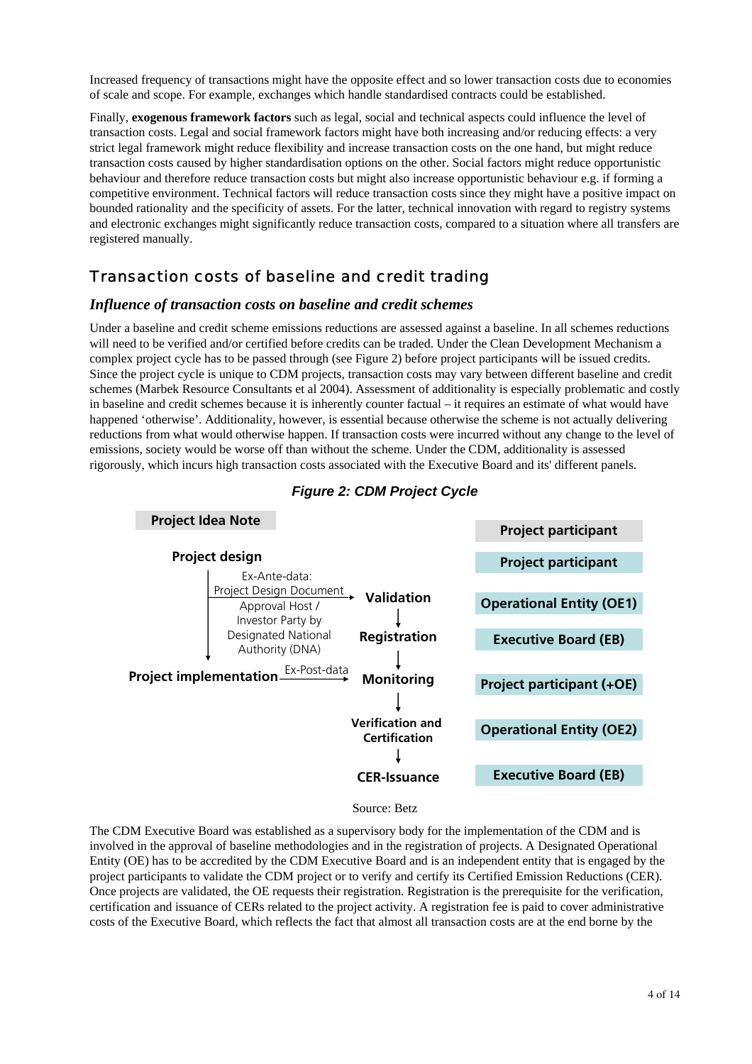Increased frequency of transactions might have the opposite effect and so lower transaction costs due to economies of scale and scope. For example, exchanges which handle standardised contracts could be established.

Finally, **exogenous framework factors** such as legal, social and technical aspects could influence the level of transaction costs. Legal and social framework factors might have both increasing and/or reducing effects: a very strict legal framework might reduce flexibility and increase transaction costs on the one hand, but might reduce transaction costs caused by higher standardisation options on the other. Social factors might reduce opportunistic behaviour and therefore reduce transaction costs but might also increase opportunistic behaviour e.g. if forming a competitive environment. Technical factors will reduce transaction costs since they might have a positive impact on bounded rationality and the specificity of assets. For the latter, technical innovation with regard to registry systems and electronic exchanges might significantly reduce transaction costs, compared to a situation where all transfers are registered manually.

## Transaction costs of baseline and credit trading

### *Influence of transaction costs on baseline and credit schemes*

Under a baseline and credit scheme emissions reductions are assessed against a baseline. In all schemes reductions will need to be verified and/or certified before credits can be traded. Under the Clean Development Mechanism a complex project cycle has to be passed through (see Figure 2) before project participants will be issued credits. Since the project cycle is unique to CDM projects, transaction costs may vary between different baseline and credit schemes (Marbek Resource Consultants et al 2004). Assessment of additionality is especially problematic and costly in baseline and credit schemes because it is inherently counter factual – it requires an estimate of what would have happened 'otherwise'. Additionality, however, is essential because otherwise the scheme is not actually delivering reductions from what would otherwise happen. If transaction costs were incurred without any change to the level of emissions, society would be worse off than without the scheme. Under the CDM, additionality is assessed rigorously, which incurs high transaction costs associated with the Executive Board and its' different panels.

***Figure 2: CDM Project Cycle***

| Stage | Data / Approval | Responsible |
|---|---|---|
| Project Idea Note | | Project participant |
| Project design | | Project participant |
| Validation | Ex-Ante-data: Project Design Document; Approval Host / Investor Party by Designated National Authority (DNA) | Operational Entity (OE1) |
| Registration | | Executive Board (EB) |
| Project implementation → Monitoring | Ex-Post-data | Project participant (+OE) |
| Verification and Certification | | Operational Entity (OE2) |
| CER-Issuance | | Executive Board (EB) |

Source: Betz

The CDM Executive Board was established as a supervisory body for the implementation of the CDM and is involved in the approval of baseline methodologies and in the registration of projects. A Designated Operational Entity (OE) has to be accredited by the CDM Executive Board and is an independent entity that is engaged by the project participants to validate the CDM project or to verify and certify its Certified Emission Reductions (CER). Once projects are validated, the OE requests their registration. Registration is the prerequisite for the verification, certification and issuance of CERs related to the project activity. A registration fee is paid to cover administrative costs of the Executive Board, which reflects the fact that almost all transaction costs are at the end borne by the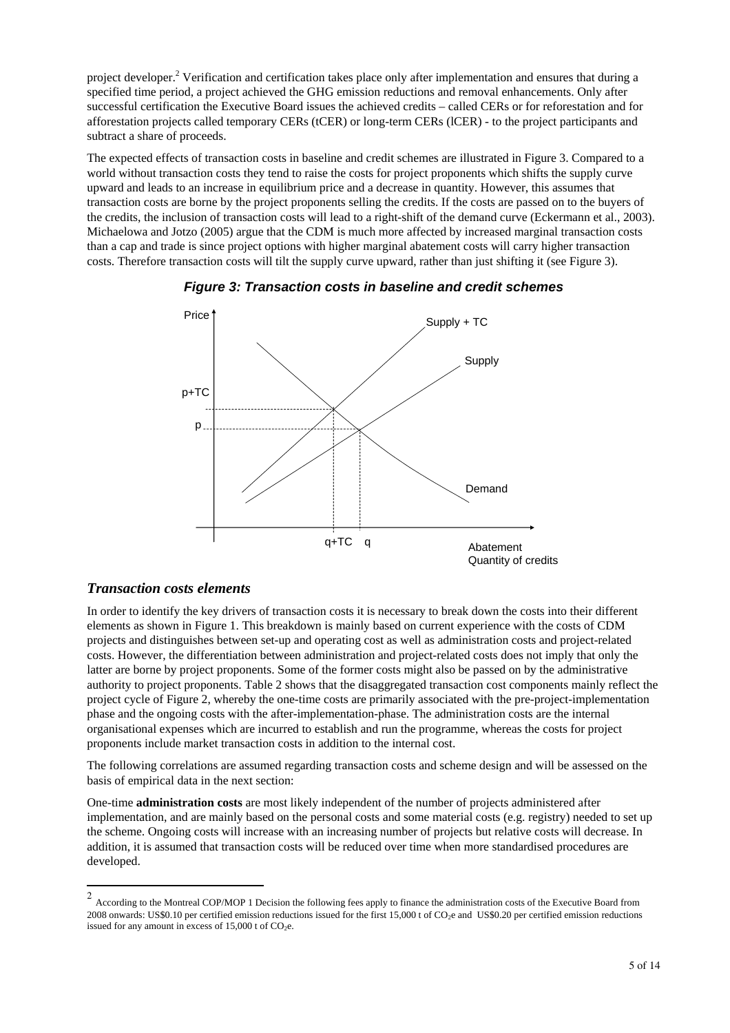project developer.[2] Verification and certification takes place only after implementation and ensures that during a specified time period, a project achieved the GHG emission reductions and removal enhancements. Only after successful certification the Executive Board issues the achieved credits – called CERs or for reforestation and for afforestation projects called temporary CERs (tCER) or long-term CERs (lCER) - to the project participants and subtract a share of proceeds.

The expected effects of transaction costs in baseline and credit schemes are illustrated in Figure 3. Compared to a world without transaction costs they tend to raise the costs for project proponents which shifts the supply curve upward and leads to an increase in equilibrium price and a decrease in quantity. However, this assumes that transaction costs are borne by the project proponents selling the credits. If the costs are passed on to the buyers of the credits, the inclusion of transaction costs will lead to a right-shift of the demand curve (Eckermann et al., 2003). Michaelowa and Jotzo (2005) argue that the CDM is much more affected by increased marginal transaction costs than a cap and trade is since project options with higher marginal abatement costs will carry higher transaction costs. Therefore transaction costs will tilt the supply curve upward, rather than just shifting it (see Figure 3).

***Figure 3: Transaction costs in baseline and credit schemes***

## *Transaction costs elements*

In order to identify the key drivers of transaction costs it is necessary to break down the costs into their different elements as shown in Figure 1. This breakdown is mainly based on current experience with the costs of CDM projects and distinguishes between set-up and operating cost as well as administration costs and project-related costs. However, the differentiation between administration and project-related costs does not imply that only the latter are borne by project proponents. Some of the former costs might also be passed on by the administrative authority to project proponents. Table 2 shows that the disaggregated transaction cost components mainly reflect the project cycle of Figure 2, whereby the one-time costs are primarily associated with the pre-project-implementation phase and the ongoing costs with the after-implementation-phase. The administration costs are the internal organisational expenses which are incurred to establish and run the programme, whereas the costs for project proponents include market transaction costs in addition to the internal cost.

The following correlations are assumed regarding transaction costs and scheme design and will be assessed on the basis of empirical data in the next section:

One-time **administration costs** are most likely independent of the number of projects administered after implementation, and are mainly based on the personal costs and some material costs (e.g. registry) needed to set up the scheme. Ongoing costs will increase with an increasing number of projects but relative costs will decrease. In addition, it is assumed that transaction costs will be reduced over time when more standardised procedures are developed.

---

[2] According to the Montreal COP/MOP 1 Decision the following fees apply to finance the administration costs of the Executive Board from 2008 onwards: US\$0.10 per certified emission reductions issued for the first 15,000 t of $CO_2e$ and US\$0.20 per certified emission reductions issued for any amount in excess of 15,000 t of $CO_2e$.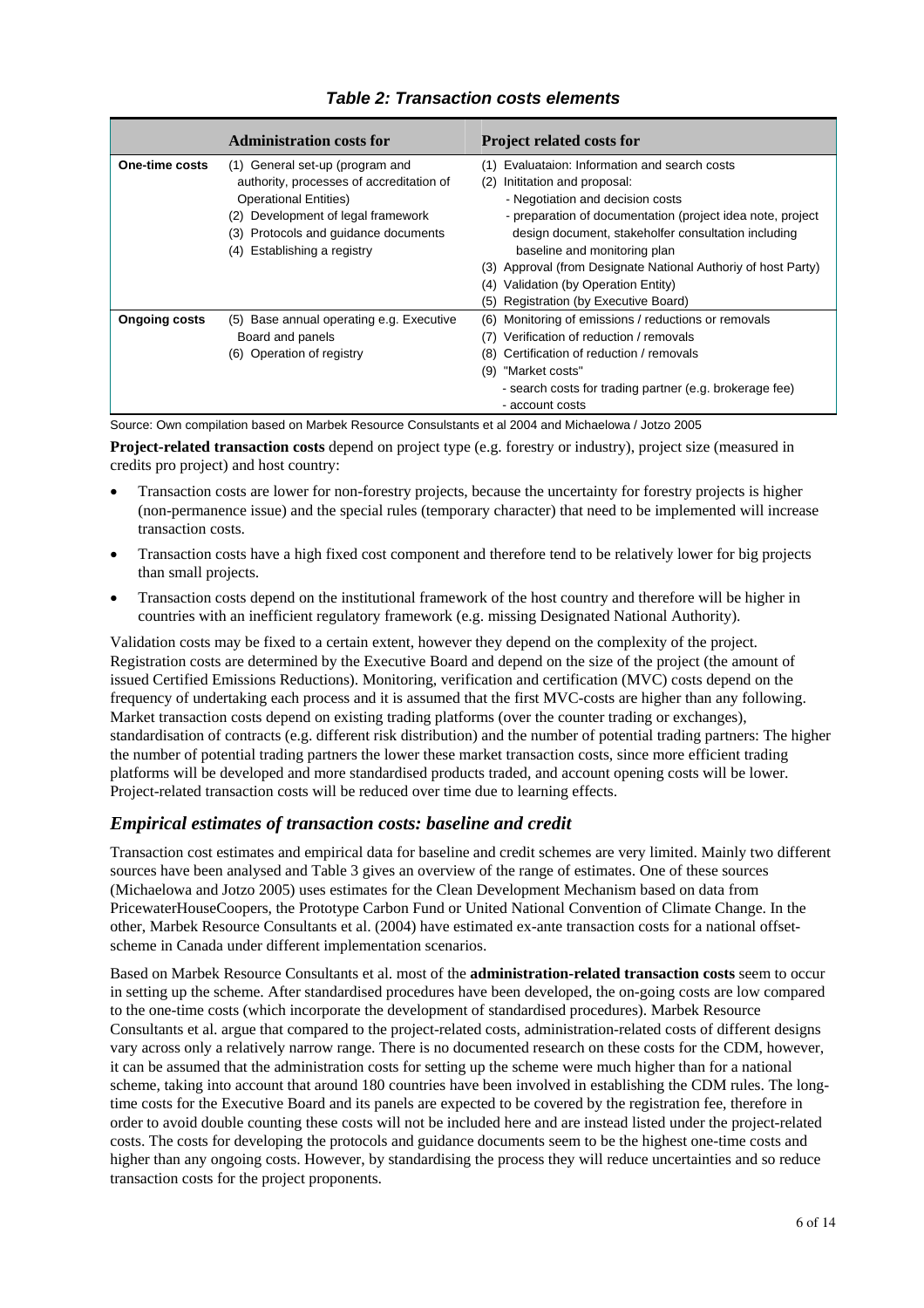***Table 2: Transaction costs elements***

| | Administration costs for | Project related costs for |
|---|---|---|
| **One-time costs** | (1) General set-up (program and authority, processes of accreditation of Operational Entities)<br>(2) Development of legal framework<br>(3) Protocols and guidance documents<br>(4) Establishing a registry | (1) Evaluataion: Information and search costs<br>(2) Inititation and proposal:<br>- Negotiation and decision costs<br>- preparation of documentation (project idea note, project design document, stakeholfer consultation including baseline and monitoring plan<br>(3) Approval (from Designate National Authoriy of host Party)<br>(4) Validation (by Operation Entity)<br>(5) Registration (by Executive Board) |
| **Ongoing costs** | (5) Base annual operating e.g. Executive Board and panels<br>(6) Operation of registry | (6) Monitoring of emissions / reductions or removals<br>(7) Verification of reduction / removals<br>(8) Certification of reduction / removals<br>(9) "Market costs"<br>- search costs for trading partner (e.g. brokerage fee)<br>- account costs |

Source: Own compilation based on Marbek Resource Consulstants et al 2004 and Michaelowa / Jotzo 2005

**Project-related transaction costs** depend on project type (e.g. forestry or industry), project size (measured in credits pro project) and host country:

- Transaction costs are lower for non-forestry projects, because the uncertainty for forestry projects is higher (non-permanence issue) and the special rules (temporary character) that need to be implemented will increase transaction costs.
- Transaction costs have a high fixed cost component and therefore tend to be relatively lower for big projects than small projects.
- Transaction costs depend on the institutional framework of the host country and therefore will be higher in countries with an inefficient regulatory framework (e.g. missing Designated National Authority).

Validation costs may be fixed to a certain extent, however they depend on the complexity of the project. Registration costs are determined by the Executive Board and depend on the size of the project (the amount of issued Certified Emissions Reductions). Monitoring, verification and certification (MVC) costs depend on the frequency of undertaking each process and it is assumed that the first MVC-costs are higher than any following. Market transaction costs depend on existing trading platforms (over the counter trading or exchanges), standardisation of contracts (e.g. different risk distribution) and the number of potential trading partners: The higher the number of potential trading partners the lower these market transaction costs, since more efficient trading platforms will be developed and more standardised products traded, and account opening costs will be lower. Project-related transaction costs will be reduced over time due to learning effects.

## *Empirical estimates of transaction costs: baseline and credit*

Transaction cost estimates and empirical data for baseline and credit schemes are very limited. Mainly two different sources have been analysed and Table 3 gives an overview of the range of estimates. One of these sources (Michaelowa and Jotzo 2005) uses estimates for the Clean Development Mechanism based on data from PricewaterHouseCoopers, the Prototype Carbon Fund or United National Convention of Climate Change. In the other, Marbek Resource Consultants et al. (2004) have estimated ex-ante transaction costs for a national offset-scheme in Canada under different implementation scenarios.

Based on Marbek Resource Consultants et al. most of the **administration-related transaction costs** seem to occur in setting up the scheme. After standardised procedures have been developed, the on-going costs are low compared to the one-time costs (which incorporate the development of standardised procedures). Marbek Resource Consultants et al. argue that compared to the project-related costs, administration-related costs of different designs vary across only a relatively narrow range. There is no documented research on these costs for the CDM, however, it can be assumed that the administration costs for setting up the scheme were much higher than for a national scheme, taking into account that around 180 countries have been involved in establishing the CDM rules. The long-time costs for the Executive Board and its panels are expected to be covered by the registration fee, therefore in order to avoid double counting these costs will not be included here and are instead listed under the project-related costs. The costs for developing the protocols and guidance documents seem to be the highest one-time costs and higher than any ongoing costs. However, by standardising the process they will reduce uncertainties and so reduce transaction costs for the project proponents.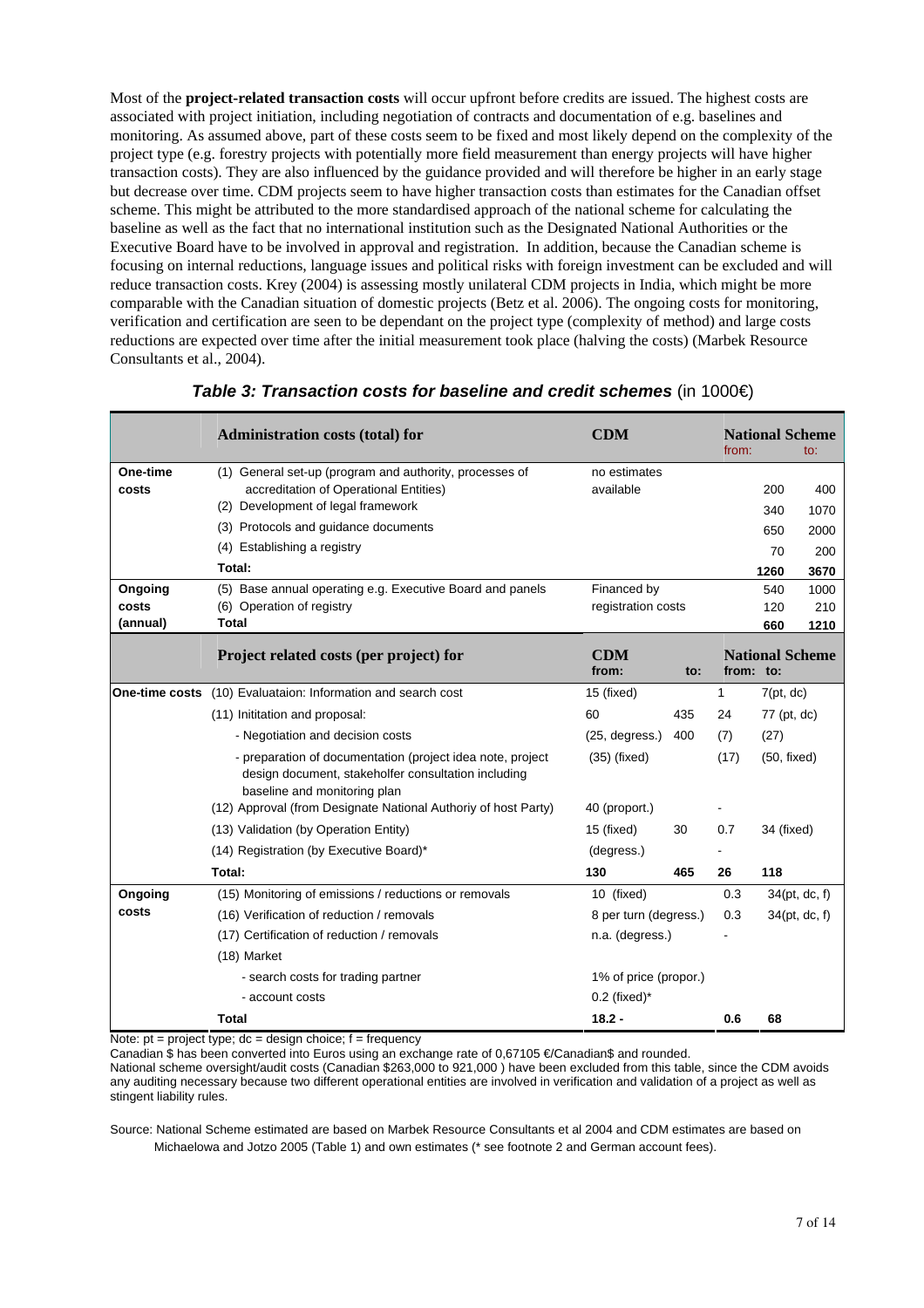Most of the **project-related transaction costs** will occur upfront before credits are issued. The highest costs are associated with project initiation, including negotiation of contracts and documentation of e.g. baselines and monitoring. As assumed above, part of these costs seem to be fixed and most likely depend on the complexity of the project type (e.g. forestry projects with potentially more field measurement than energy projects will have higher transaction costs). They are also influenced by the guidance provided and will therefore be higher in an early stage but decrease over time. CDM projects seem to have higher transaction costs than estimates for the Canadian offset scheme. This might be attributed to the more standardised approach of the national scheme for calculating the baseline as well as the fact that no international institution such as the Designated National Authorities or the Executive Board have to be involved in approval and registration. In addition, because the Canadian scheme is focusing on internal reductions, language issues and political risks with foreign investment can be excluded and will reduce transaction costs. Krey (2004) is assessing mostly unilateral CDM projects in India, which might be more comparable with the Canadian situation of domestic projects (Betz et al. 2006). The ongoing costs for monitoring, verification and certification are seen to be dependant on the project type (complexity of method) and large costs reductions are expected over time after the initial measurement took place (halving the costs) (Marbek Resource Consultants et al., 2004).

***Table 3: Transaction costs for baseline and credit schemes*** (in 1000€)

| | **Administration costs (total) for** | **CDM** | | **National Scheme** from: | to: |
|---|---|---|---|---|---|
| **One-time costs** | (1) General set-up (program and authority, processes of accreditation of Operational Entities) | no estimates available | | 200 | 400 |
| | (2) Development of legal framework | | | 340 | 1070 |
| | (3) Protocols and guidance documents | | | 650 | 2000 |
| | (4) Establishing a registry | | | 70 | 200 |
| | **Total:** | | | **1260** | **3670** |
| **Ongoing costs (annual)** | (5) Base annual operating e.g. Executive Board and panels | Financed by registration costs | | 540 | 1000 |
| | (6) Operation of registry | | | 120 | 210 |
| | **Total** | | | **660** | **1210** |
| | **Project related costs (per project) for** | **CDM** from: | to: | **National Scheme** from: | to: |
| **One-time costs** | (10) Evaluataion: Information and search cost | 15 (fixed) | | 1 | 7(pt, dc) |
| | (11) Inititation and proposal: | 60 | 435 | 24 | 77 (pt, dc) |
| | - Negotiation and decision costs | (25, degress.) | 400 | (7) | (27) |
| | - preparation of documentation (project idea note, project design document, stakeholfer consultation including baseline and monitoring plan | (35) (fixed) | | (17) | (50, fixed) |
| | (12) Approval (from Designate National Authoriy of host Party) | 40 (proport.) | | - | |
| | (13) Validation (by Operation Entity) | 15 (fixed) | 30 | 0.7 | 34 (fixed) |
| | (14) Registration (by Executive Board)* | (degress.) | | - | |
| | **Total:** | **130** | **465** | **26** | **118** |
| **Ongoing costs** | (15) Monitoring of emissions / reductions or removals | 10 (fixed) | | 0.3 | 34(pt, dc, f) |
| | (16) Verification of reduction / removals | 8 per turn (degress.) | | 0.3 | 34(pt, dc, f) |
| | (17) Certification of reduction / removals | n.a. (degress.) | | - | |
| | (18) Market | | | | |
| | - search costs for trading partner | 1% of price (propor.) | | | |
| | - account costs | 0.2 (fixed)* | | | |
| | **Total** | **18.2 -** | | **0.6** | **68** |

Note: pt = project type; dc = design choice; f = frequency

Canadian $ has been converted into Euros using an exchange rate of 0,67105 €/Canadian$ and rounded.

National scheme oversight/audit costs (Canadian $263,000 to 921,000 ) have been excluded from this table, since the CDM avoids any auditing necessary because two different operational entities are involved in verification and validation of a project as well as stingent liability rules.

Source: National Scheme estimated are based on Marbek Resource Consultants et al 2004 and CDM estimates are based on Michaelowa and Jotzo 2005 (Table 1) and own estimates (* see footnote 2 and German account fees).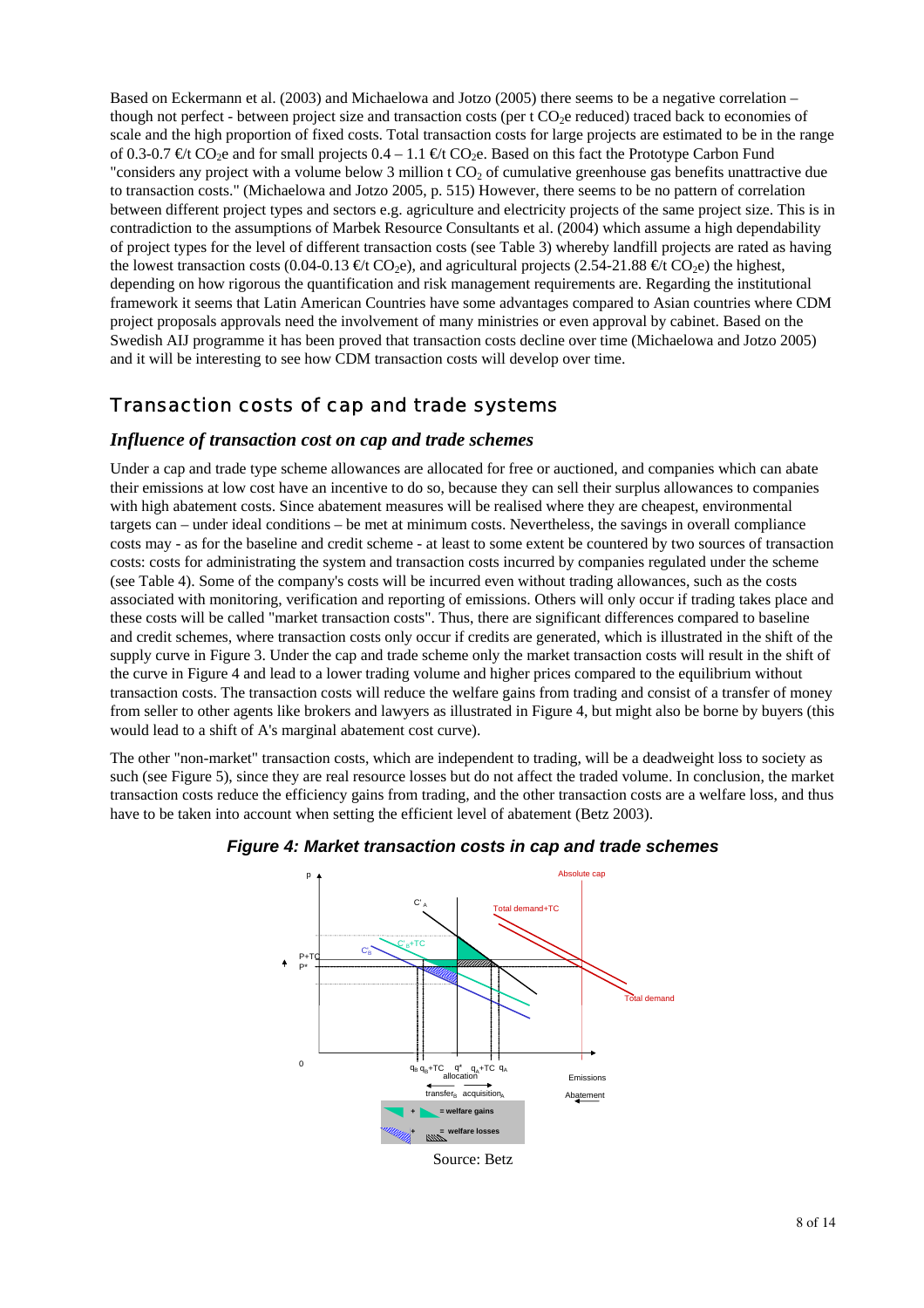Based on Eckermann et al. (2003) and Michaelowa and Jotzo (2005) there seems to be a negative correlation – though not perfect - between project size and transaction costs (per t $CO_2$e reduced) traced back to economies of scale and the high proportion of fixed costs. Total transaction costs for large projects are estimated to be in the range of 0.3-0.7 €/t $CO_2$e and for small projects 0.4 – 1.1 €/t $CO_2$e. Based on this fact the Prototype Carbon Fund "considers any project with a volume below 3 million t $CO_2$ of cumulative greenhouse gas benefits unattractive due to transaction costs." (Michaelowa and Jotzo 2005, p. 515) However, there seems to be no pattern of correlation between different project types and sectors e.g. agriculture and electricity projects of the same project size. This is in contradiction to the assumptions of Marbek Resource Consultants et al. (2004) which assume a high dependability of project types for the level of different transaction costs (see Table 3) whereby landfill projects are rated as having the lowest transaction costs (0.04-0.13 €/t $CO_2$e), and agricultural projects (2.54-21.88 €/t $CO_2$e) the highest, depending on how rigorous the quantification and risk management requirements are. Regarding the institutional framework it seems that Latin American Countries have some advantages compared to Asian countries where CDM project proposals approvals need the involvement of many ministries or even approval by cabinet. Based on the Swedish AIJ programme it has been proved that transaction costs decline over time (Michaelowa and Jotzo 2005) and it will be interesting to see how CDM transaction costs will develop over time.

## Transaction costs of cap and trade systems

### *Influence of transaction cost on cap and trade schemes*

Under a cap and trade type scheme allowances are allocated for free or auctioned, and companies which can abate their emissions at low cost have an incentive to do so, because they can sell their surplus allowances to companies with high abatement costs. Since abatement measures will be realised where they are cheapest, environmental targets can – under ideal conditions – be met at minimum costs. Nevertheless, the savings in overall compliance costs may - as for the baseline and credit scheme - at least to some extent be countered by two sources of transaction costs: costs for administrating the system and transaction costs incurred by companies regulated under the scheme (see Table 4). Some of the company's costs will be incurred even without trading allowances, such as the costs associated with monitoring, verification and reporting of emissions. Others will only occur if trading takes place and these costs will be called "market transaction costs". Thus, there are significant differences compared to baseline and credit schemes, where transaction costs only occur if credits are generated, which is illustrated in the shift of the supply curve in Figure 3. Under the cap and trade scheme only the market transaction costs will result in the shift of the curve in Figure 4 and lead to a lower trading volume and higher prices compared to the equilibrium without transaction costs. The transaction costs will reduce the welfare gains from trading and consist of a transfer of money from seller to other agents like brokers and lawyers as illustrated in Figure 4, but might also be borne by buyers (this would lead to a shift of A's marginal abatement cost curve).

The other "non-market" transaction costs, which are independent to trading, will be a deadweight loss to society as such (see Figure 5), since they are real resource losses but do not affect the traded volume. In conclusion, the market transaction costs reduce the efficiency gains from trading, and the other transaction costs are a welfare loss, and thus have to be taken into account when setting the efficient level of abatement (Betz 2003).

***Figure 4: Market transaction costs in cap and trade schemes***

Source: Betz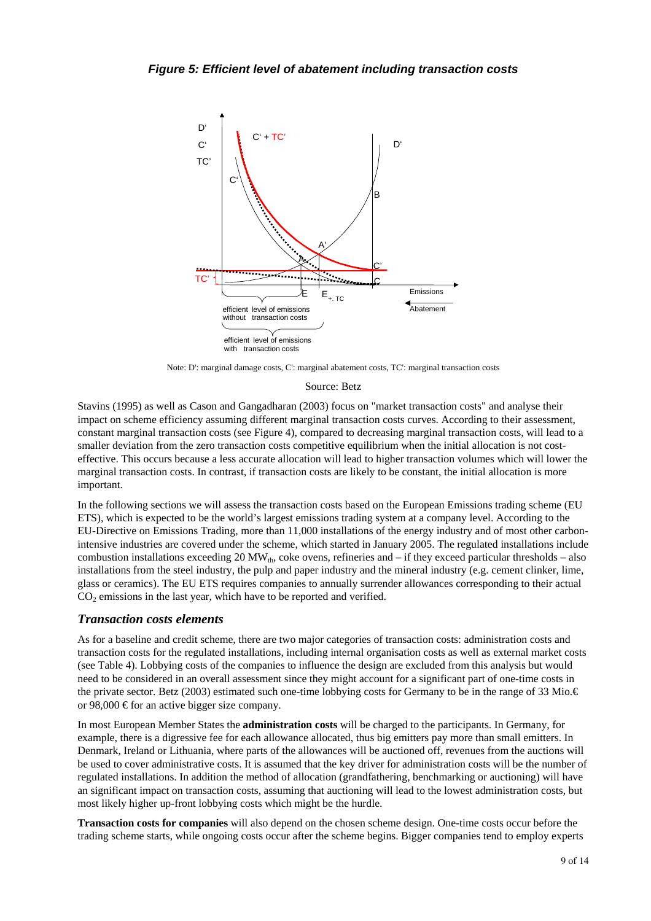***Figure 5: Efficient level of abatement including transaction costs***

Note: D': marginal damage costs, C': marginal abatement costs, TC': marginal transaction costs

Source: Betz

Stavins (1995) as well as Cason and Gangadharan (2003) focus on "market transaction costs" and analyse their impact on scheme efficiency assuming different marginal transaction costs curves. According to their assessment, constant marginal transaction costs (see Figure 4), compared to decreasing marginal transaction costs, will lead to a smaller deviation from the zero transaction costs competitive equilibrium when the initial allocation is not cost-effective. This occurs because a less accurate allocation will lead to higher transaction volumes which will lower the marginal transaction costs. In contrast, if transaction costs are likely to be constant, the initial allocation is more important.

In the following sections we will assess the transaction costs based on the European Emissions trading scheme (EU ETS), which is expected to be the world's largest emissions trading system at a company level. According to the EU-Directive on Emissions Trading, more than 11,000 installations of the energy industry and of most other carbon-intensive industries are covered under the scheme, which started in January 2005. The regulated installations include combustion installations exceeding 20 $MW_{th}$, coke ovens, refineries and – if they exceed particular thresholds – also installations from the steel industry, the pulp and paper industry and the mineral industry (e.g. cement clinker, lime, glass or ceramics). The EU ETS requires companies to annually surrender allowances corresponding to their actual $CO_2$ emissions in the last year, which have to be reported and verified.

## *Transaction costs elements*

As for a baseline and credit scheme, there are two major categories of transaction costs: administration costs and transaction costs for the regulated installations, including internal organisation costs as well as external market costs (see Table 4). Lobbying costs of the companies to influence the design are excluded from this analysis but would need to be considered in an overall assessment since they might account for a significant part of one-time costs in the private sector. Betz (2003) estimated such one-time lobbying costs for Germany to be in the range of 33 Mio.€ or 98,000 € for an active bigger size company.

In most European Member States the **administration costs** will be charged to the participants. In Germany, for example, there is a digressive fee for each allowance allocated, thus big emitters pay more than small emitters. In Denmark, Ireland or Lithuania, where parts of the allowances will be auctioned off, revenues from the auctions will be used to cover administrative costs. It is assumed that the key driver for administration costs will be the number of regulated installations. In addition the method of allocation (grandfathering, benchmarking or auctioning) will have an significant impact on transaction costs, assuming that auctioning will lead to the lowest administration costs, but most likely higher up-front lobbying costs which might be the hurdle.

**Transaction costs for companies** will also depend on the chosen scheme design. One-time costs occur before the trading scheme starts, while ongoing costs occur after the scheme begins. Bigger companies tend to employ experts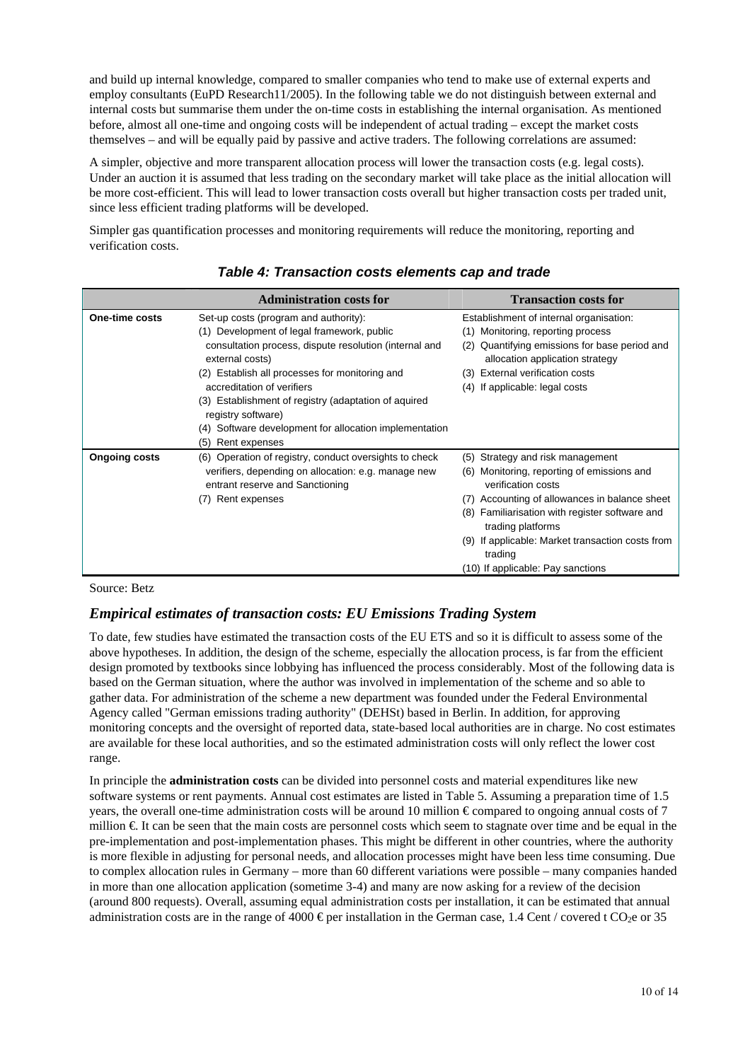and build up internal knowledge, compared to smaller companies who tend to make use of external experts and employ consultants (EuPD Research11/2005). In the following table we do not distinguish between external and internal costs but summarise them under the on-time costs in establishing the internal organisation. As mentioned before, almost all one-time and ongoing costs will be independent of actual trading – except the market costs themselves – and will be equally paid by passive and active traders. The following correlations are assumed:

A simpler, objective and more transparent allocation process will lower the transaction costs (e.g. legal costs). Under an auction it is assumed that less trading on the secondary market will take place as the initial allocation will be more cost-efficient. This will lead to lower transaction costs overall but higher transaction costs per traded unit, since less efficient trading platforms will be developed.

Simpler gas quantification processes and monitoring requirements will reduce the monitoring, reporting and verification costs.

### *Table 4: Transaction costs elements cap and trade*

| | Administration costs for | Transaction costs for |
|---|---|---|
| **One-time costs** | Set-up costs (program and authority):<br>(1) Development of legal framework, public consultation process, dispute resolution (internal and external costs)<br>(2) Establish all processes for monitoring and accreditation of verifiers<br>(3) Establishment of registry (adaptation of aquired registry software)<br>(4) Software development for allocation implementation<br>(5) Rent expenses | Establishment of internal organisation:<br>(1) Monitoring, reporting process<br>(2) Quantifying emissions for base period and allocation application strategy<br>(3) External verification costs<br>(4) If applicable: legal costs |
| **Ongoing costs** | (6) Operation of registry, conduct oversights to check verifiers, depending on allocation: e.g. manage new entrant reserve and Sanctioning<br>(7) Rent expenses | (5) Strategy and risk management<br>(6) Monitoring, reporting of emissions and verification costs<br>(7) Accounting of allowances in balance sheet<br>(8) Familiarisation with register software and trading platforms<br>(9) If applicable: Market transaction costs from trading<br>(10) If applicable: Pay sanctions |

Source: Betz

## *Empirical estimates of transaction costs: EU Emissions Trading System*

To date, few studies have estimated the transaction costs of the EU ETS and so it is difficult to assess some of the above hypotheses. In addition, the design of the scheme, especially the allocation process, is far from the efficient design promoted by textbooks since lobbying has influenced the process considerably. Most of the following data is based on the German situation, where the author was involved in implementation of the scheme and so able to gather data. For administration of the scheme a new department was founded under the Federal Environmental Agency called "German emissions trading authority" (DEHSt) based in Berlin. In addition, for approving monitoring concepts and the oversight of reported data, state-based local authorities are in charge. No cost estimates are available for these local authorities, and so the estimated administration costs will only reflect the lower cost range.

In principle the **administration costs** can be divided into personnel costs and material expenditures like new software systems or rent payments. Annual cost estimates are listed in Table 5. Assuming a preparation time of 1.5 years, the overall one-time administration costs will be around 10 million € compared to ongoing annual costs of 7 million €. It can be seen that the main costs are personnel costs which seem to stagnate over time and be equal in the pre-implementation and post-implementation phases. This might be different in other countries, where the authority is more flexible in adjusting for personal needs, and allocation processes might have been less time consuming. Due to complex allocation rules in Germany – more than 60 different variations were possible – many companies handed in more than one allocation application (sometime 3-4) and many are now asking for a review of the decision (around 800 requests). Overall, assuming equal administration costs per installation, it can be estimated that annual administration costs are in the range of 4000 € per installation in the German case, 1.4 Cent / covered t $CO_2e$ or 35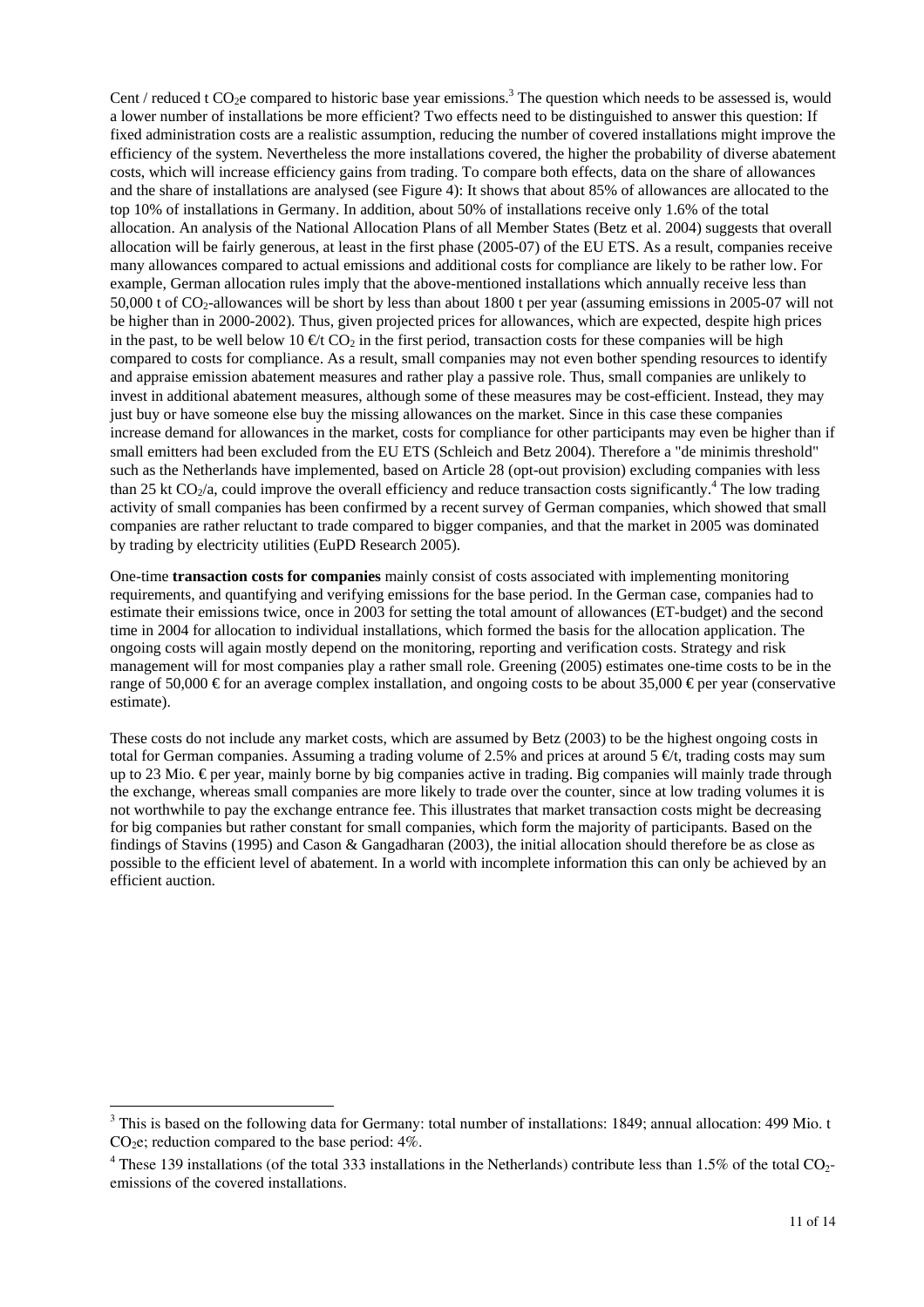Cent / reduced t $CO_2e$ compared to historic base year emissions.[3] The question which needs to be assessed is, would a lower number of installations be more efficient? Two effects need to be distinguished to answer this question: If fixed administration costs are a realistic assumption, reducing the number of covered installations might improve the efficiency of the system. Nevertheless the more installations covered, the higher the probability of diverse abatement costs, which will increase efficiency gains from trading. To compare both effects, data on the share of allowances and the share of installations are analysed (see Figure 4): It shows that about 85% of allowances are allocated to the top 10% of installations in Germany. In addition, about 50% of installations receive only 1.6% of the total allocation. An analysis of the National Allocation Plans of all Member States (Betz et al. 2004) suggests that overall allocation will be fairly generous, at least in the first phase (2005-07) of the EU ETS. As a result, companies receive many allowances compared to actual emissions and additional costs for compliance are likely to be rather low. For example, German allocation rules imply that the above-mentioned installations which annually receive less than 50,000 t of $CO_2$-allowances will be short by less than about 1800 t per year (assuming emissions in 2005-07 will not be higher than in 2000-2002). Thus, given projected prices for allowances, which are expected, despite high prices in the past, to be well below 10 €/t $CO_2$ in the first period, transaction costs for these companies will be high compared to costs for compliance. As a result, small companies may not even bother spending resources to identify and appraise emission abatement measures and rather play a passive role. Thus, small companies are unlikely to invest in additional abatement measures, although some of these measures may be cost-efficient. Instead, they may just buy or have someone else buy the missing allowances on the market. Since in this case these companies increase demand for allowances in the market, costs for compliance for other participants may even be higher than if small emitters had been excluded from the EU ETS (Schleich and Betz 2004). Therefore a "de minimis threshold" such as the Netherlands have implemented, based on Article 28 (opt-out provision) excluding companies with less than 25 kt $CO_2$/a, could improve the overall efficiency and reduce transaction costs significantly.[4] The low trading activity of small companies has been confirmed by a recent survey of German companies, which showed that small companies are rather reluctant to trade compared to bigger companies, and that the market in 2005 was dominated by trading by electricity utilities (EuPD Research 2005).

One-time **transaction costs for companies** mainly consist of costs associated with implementing monitoring requirements, and quantifying and verifying emissions for the base period. In the German case, companies had to estimate their emissions twice, once in 2003 for setting the total amount of allowances (ET-budget) and the second time in 2004 for allocation to individual installations, which formed the basis for the allocation application. The ongoing costs will again mostly depend on the monitoring, reporting and verification costs. Strategy and risk management will for most companies play a rather small role. Greening (2005) estimates one-time costs to be in the range of 50,000 € for an average complex installation, and ongoing costs to be about 35,000 € per year (conservative estimate).

These costs do not include any market costs, which are assumed by Betz (2003) to be the highest ongoing costs in total for German companies. Assuming a trading volume of 2.5% and prices at around 5 €/t, trading costs may sum up to 23 Mio. € per year, mainly borne by big companies active in trading. Big companies will mainly trade through the exchange, whereas small companies are more likely to trade over the counter, since at low trading volumes it is not worthwhile to pay the exchange entrance fee. This illustrates that market transaction costs might be decreasing for big companies but rather constant for small companies, which form the majority of participants. Based on the findings of Stavins (1995) and Cason & Gangadharan (2003), the initial allocation should therefore be as close as possible to the efficient level of abatement. In a world with incomplete information this can only be achieved by an efficient auction.

[3] This is based on the following data for Germany: total number of installations: 1849; annual allocation: 499 Mio. t $CO_2e$; reduction compared to the base period: 4%.

[4] These 139 installations (of the total 333 installations in the Netherlands) contribute less than 1.5% of the total $CO_2$-emissions of the covered installations.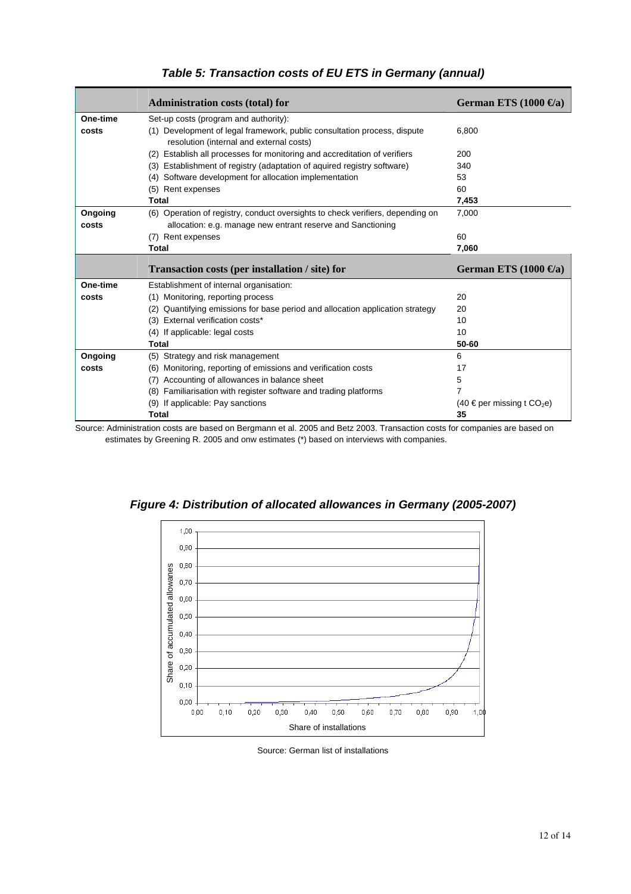### *Table 5: Transaction costs of EU ETS in Germany (annual)*

| | Administration costs (total) for | German ETS (1000 €/a) |
|---|---|---|
| **One-time costs** | Set-up costs (program and authority): | |
| | (1) Development of legal framework, public consultation process, dispute resolution (internal and external costs) | 6,800 |
| | (2) Establish all processes for monitoring and accreditation of verifiers | 200 |
| | (3) Establishment of registry (adaptation of aquired registry software) | 340 |
| | (4) Software development for allocation implementation | 53 |
| | (5) Rent expenses | 60 |
| | **Total** | **7,453** |
| **Ongoing costs** | (6) Operation of registry, conduct oversights to check verifiers, depending on allocation: e.g. manage new entrant reserve and Sanctioning | 7,000 |
| | (7) Rent expenses | 60 |
| | **Total** | **7,060** |
| | **Transaction costs (per installation / site) for** | **German ETS (1000 €/a)** |
| **One-time costs** | Establishment of internal organisation: | |
| | (1) Monitoring, reporting process | 20 |
| | (2) Quantifying emissions for base period and allocation application strategy | 20 |
| | (3) External verification costs* | 10 |
| | (4) If applicable: legal costs | 10 |
| | **Total** | **50-60** |
| **Ongoing costs** | (5) Strategy and risk management | 6 |
| | (6) Monitoring, reporting of emissions and verification costs | 17 |
| | (7) Accounting of allowances in balance sheet | 5 |
| | (8) Familiarisation with register software and trading platforms | 7 |
| | (9) If applicable: Pay sanctions | (40 € per missing t $CO_2e$) |
| | **Total** | **35** |

Source: Administration costs are based on Bergmann et al. 2005 and Betz 2003. Transaction costs for companies are based on estimates by Greening R. 2005 and onw estimates (*) based on interviews with companies.

### *Figure 4: Distribution of allocated allowances in Germany (2005-2007)*

Source: German list of installations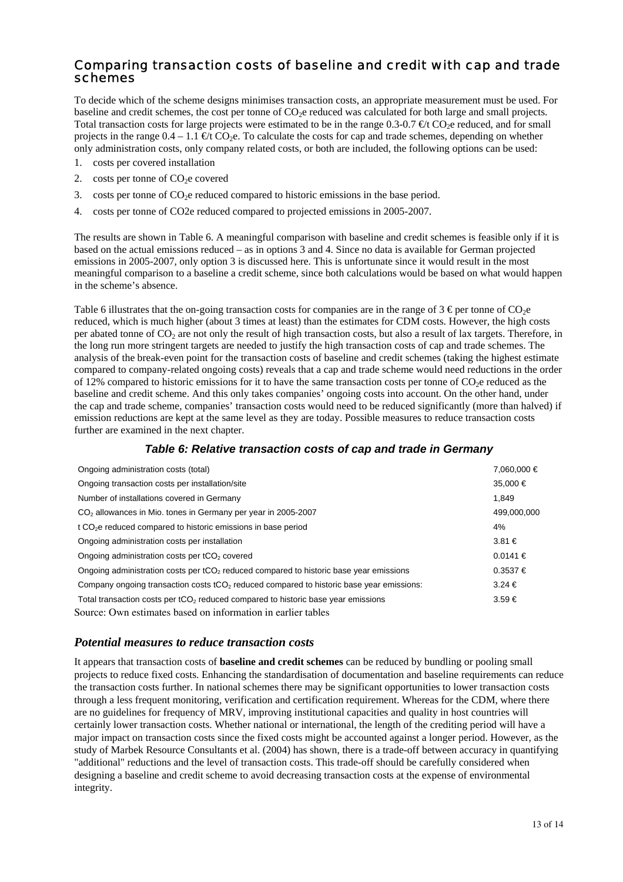## Comparing transaction costs of baseline and credit with cap and trade schemes

To decide which of the scheme designs minimises transaction costs, an appropriate measurement must be used. For baseline and credit schemes, the cost per tonne of $CO_2$e reduced was calculated for both large and small projects. Total transaction costs for large projects were estimated to be in the range 0.3-0.7 €/t $CO_2$e reduced, and for small projects in the range 0.4 – 1.1 €/t $CO_2$e. To calculate the costs for cap and trade schemes, depending on whether only administration costs, only company related costs, or both are included, the following options can be used:

1. costs per covered installation
2. costs per tonne of $CO_2$e covered
3. costs per tonne of $CO_2$e reduced compared to historic emissions in the base period.
4. costs per tonne of CO2e reduced compared to projected emissions in 2005-2007.

The results are shown in Table 6. A meaningful comparison with baseline and credit schemes is feasible only if it is based on the actual emissions reduced – as in options 3 and 4. Since no data is available for German projected emissions in 2005-2007, only option 3 is discussed here. This is unfortunate since it would result in the most meaningful comparison to a baseline a credit scheme, since both calculations would be based on what would happen in the scheme's absence.

Table 6 illustrates that the on-going transaction costs for companies are in the range of 3 € per tonne of $CO_2$e reduced, which is much higher (about 3 times at least) than the estimates for CDM costs. However, the high costs per abated tonne of $CO_2$ are not only the result of high transaction costs, but also a result of lax targets. Therefore, in the long run more stringent targets are needed to justify the high transaction costs of cap and trade schemes. The analysis of the break-even point for the transaction costs of baseline and credit schemes (taking the highest estimate compared to company-related ongoing costs) reveals that a cap and trade scheme would need reductions in the order of 12% compared to historic emissions for it to have the same transaction costs per tonne of $CO_2$e reduced as the baseline and credit scheme. And this only takes companies' ongoing costs into account. On the other hand, under the cap and trade scheme, companies' transaction costs would need to be reduced significantly (more than halved) if emission reductions are kept at the same level as they are today. Possible measures to reduce transaction costs further are examined in the next chapter.

***Table 6: Relative transaction costs of cap and trade in Germany***

| | |
|---|---|
| Ongoing administration costs (total) | 7,060,000 € |
| Ongoing transaction costs per installation/site | 35,000 € |
| Number of installations covered in Germany | 1,849 |
| $CO_2$ allowances in Mio. tones in Germany per year in 2005-2007 | 499,000,000 |
| t $CO_2$e reduced compared to historic emissions in base period | 4% |
| Ongoing administration costs per installation | 3.81 € |
| Ongoing administration costs per t$CO_2$ covered | 0.0141 € |
| Ongoing administration costs per t$CO_2$ reduced compared to historic base year emissions | 0.3537 € |
| Company ongoing transaction costs t$CO_2$ reduced compared to historic base year emissions: | 3.24 € |
| Total transaction costs per t$CO_2$ reduced compared to historic base year emissions | 3.59 € |

Source: Own estimates based on information in earlier tables

### *Potential measures to reduce transaction costs*

It appears that transaction costs of **baseline and credit schemes** can be reduced by bundling or pooling small projects to reduce fixed costs. Enhancing the standardisation of documentation and baseline requirements can reduce the transaction costs further. In national schemes there may be significant opportunities to lower transaction costs through a less frequent monitoring, verification and certification requirement. Whereas for the CDM, where there are no guidelines for frequency of MRV, improving institutional capacities and quality in host countries will certainly lower transaction costs. Whether national or international, the length of the crediting period will have a major impact on transaction costs since the fixed costs might be accounted against a longer period. However, as the study of Marbek Resource Consultants et al. (2004) has shown, there is a trade-off between accuracy in quantifying "additional" reductions and the level of transaction costs. This trade-off should be carefully considered when designing a baseline and credit scheme to avoid decreasing transaction costs at the expense of environmental integrity.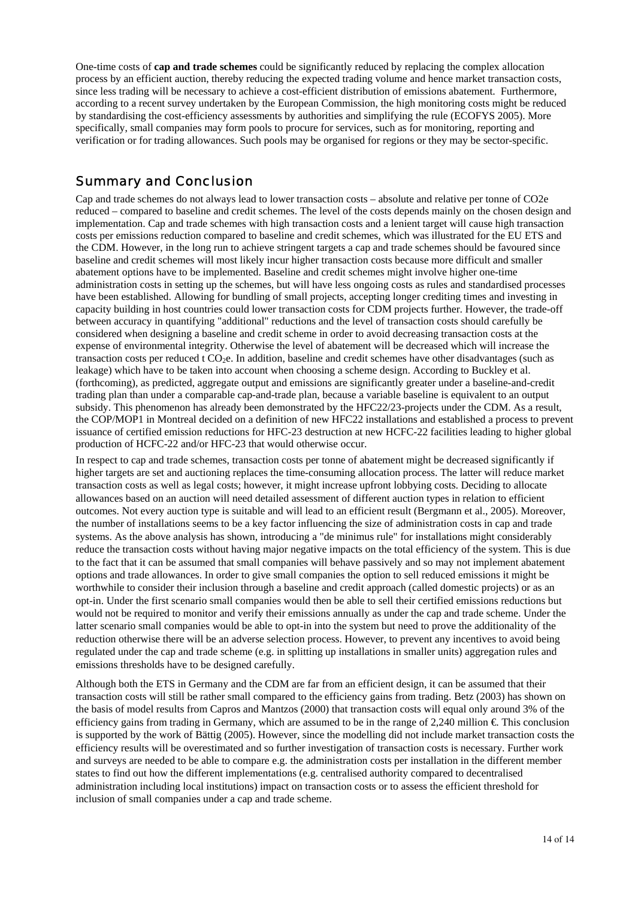One-time costs of **cap and trade schemes** could be significantly reduced by replacing the complex allocation process by an efficient auction, thereby reducing the expected trading volume and hence market transaction costs, since less trading will be necessary to achieve a cost-efficient distribution of emissions abatement. Furthermore, according to a recent survey undertaken by the European Commission, the high monitoring costs might be reduced by standardising the cost-efficiency assessments by authorities and simplifying the rule (ECOFYS 2005). More specifically, small companies may form pools to procure for services, such as for monitoring, reporting and verification or for trading allowances. Such pools may be organised for regions or they may be sector-specific.

## Summary and Conclusion

Cap and trade schemes do not always lead to lower transaction costs – absolute and relative per tonne of CO2e reduced – compared to baseline and credit schemes. The level of the costs depends mainly on the chosen design and implementation. Cap and trade schemes with high transaction costs and a lenient target will cause high transaction costs per emissions reduction compared to baseline and credit schemes, which was illustrated for the EU ETS and the CDM. However, in the long run to achieve stringent targets a cap and trade schemes should be favoured since baseline and credit schemes will most likely incur higher transaction costs because more difficult and smaller abatement options have to be implemented. Baseline and credit schemes might involve higher one-time administration costs in setting up the schemes, but will have less ongoing costs as rules and standardised processes have been established. Allowing for bundling of small projects, accepting longer crediting times and investing in capacity building in host countries could lower transaction costs for CDM projects further. However, the trade-off between accuracy in quantifying "additional" reductions and the level of transaction costs should carefully be considered when designing a baseline and credit scheme in order to avoid decreasing transaction costs at the expense of environmental integrity. Otherwise the level of abatement will be decreased which will increase the transaction costs per reduced t $CO_2e$. In addition, baseline and credit schemes have other disadvantages (such as leakage) which have to be taken into account when choosing a scheme design. According to Buckley et al. (forthcoming), as predicted, aggregate output and emissions are significantly greater under a baseline-and-credit trading plan than under a comparable cap-and-trade plan, because a variable baseline is equivalent to an output subsidy. This phenomenon has already been demonstrated by the HFC22/23-projects under the CDM. As a result, the COP/MOP1 in Montreal decided on a definition of new HFC22 installations and established a process to prevent issuance of certified emission reductions for HFC-23 destruction at new HCFC-22 facilities leading to higher global production of HCFC-22 and/or HFC-23 that would otherwise occur.

In respect to cap and trade schemes, transaction costs per tonne of abatement might be decreased significantly if higher targets are set and auctioning replaces the time-consuming allocation process. The latter will reduce market transaction costs as well as legal costs; however, it might increase upfront lobbying costs. Deciding to allocate allowances based on an auction will need detailed assessment of different auction types in relation to efficient outcomes. Not every auction type is suitable and will lead to an efficient result (Bergmann et al., 2005). Moreover, the number of installations seems to be a key factor influencing the size of administration costs in cap and trade systems. As the above analysis has shown, introducing a "de minimus rule" for installations might considerably reduce the transaction costs without having major negative impacts on the total efficiency of the system. This is due to the fact that it can be assumed that small companies will behave passively and so may not implement abatement options and trade allowances. In order to give small companies the option to sell reduced emissions it might be worthwhile to consider their inclusion through a baseline and credit approach (called domestic projects) or as an opt-in. Under the first scenario small companies would then be able to sell their certified emissions reductions but would not be required to monitor and verify their emissions annually as under the cap and trade scheme. Under the latter scenario small companies would be able to opt-in into the system but need to prove the additionality of the reduction otherwise there will be an adverse selection process. However, to prevent any incentives to avoid being regulated under the cap and trade scheme (e.g. in splitting up installations in smaller units) aggregation rules and emissions thresholds have to be designed carefully.

Although both the ETS in Germany and the CDM are far from an efficient design, it can be assumed that their transaction costs will still be rather small compared to the efficiency gains from trading. Betz (2003) has shown on the basis of model results from Capros and Mantzos (2000) that transaction costs will equal only around 3% of the efficiency gains from trading in Germany, which are assumed to be in the range of 2,240 million €. This conclusion is supported by the work of Bättig (2005). However, since the modelling did not include market transaction costs the efficiency results will be overestimated and so further investigation of transaction costs is necessary. Further work and surveys are needed to be able to compare e.g. the administration costs per installation in the different member states to find out how the different implementations (e.g. centralised authority compared to decentralised administration including local institutions) impact on transaction costs or to assess the efficient threshold for inclusion of small companies under a cap and trade scheme.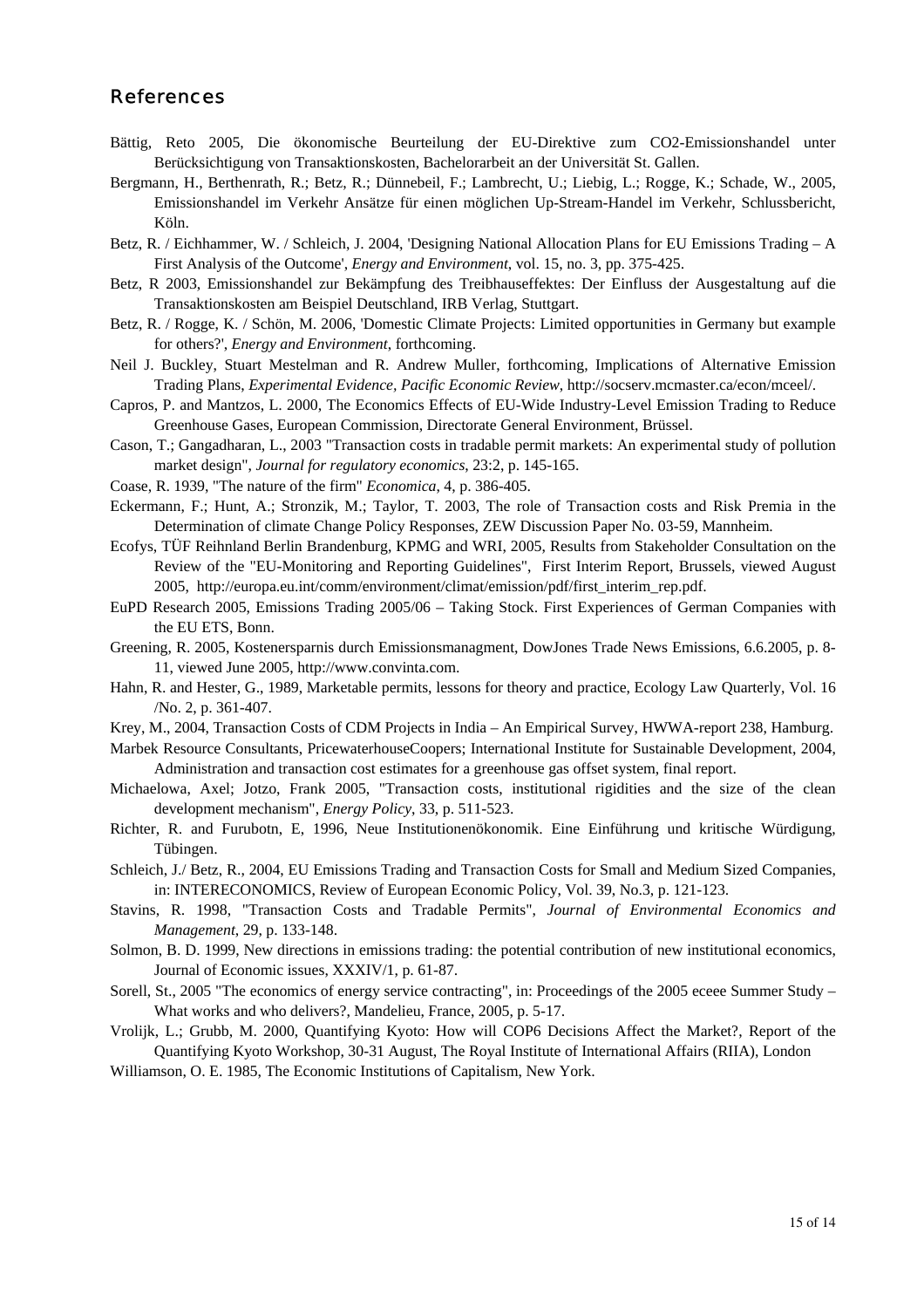## References

Bättig, Reto 2005, Die ökonomische Beurteilung der EU-Direktive zum CO2-Emissionshandel unter Berücksichtigung von Transaktionskosten, Bachelorarbeit an der Universität St. Gallen.

Bergmann, H., Berthenrath, R.; Betz, R.; Dünnebeil, F.; Lambrecht, U.; Liebig, L.; Rogge, K.; Schade, W., 2005, Emissionshandel im Verkehr Ansätze für einen möglichen Up-Stream-Handel im Verkehr, Schlussbericht, Köln.

Betz, R. / Eichhammer, W. / Schleich, J. 2004, 'Designing National Allocation Plans for EU Emissions Trading – A First Analysis of the Outcome', *Energy and Environment*, vol. 15, no. 3, pp. 375-425.

Betz, R 2003, Emissionshandel zur Bekämpfung des Treibhauseffektes: Der Einfluss der Ausgestaltung auf die Transaktionskosten am Beispiel Deutschland, IRB Verlag, Stuttgart.

Betz, R. / Rogge, K. / Schön, M. 2006, 'Domestic Climate Projects: Limited opportunities in Germany but example for others?', *Energy and Environment*, forthcoming.

Neil J. Buckley, Stuart Mestelman and R. Andrew Muller, forthcoming, Implications of Alternative Emission Trading Plans, *Experimental Evidence, Pacific Economic Review*, http://socserv.mcmaster.ca/econ/mceel/.

Capros, P. and Mantzos, L. 2000, The Economics Effects of EU-Wide Industry-Level Emission Trading to Reduce Greenhouse Gases, European Commission, Directorate General Environment, Brüssel.

Cason, T.; Gangadharan, L., 2003 "Transaction costs in tradable permit markets: An experimental study of pollution market design", *Journal for regulatory economics*, 23:2, p. 145-165.

Coase, R. 1939, "The nature of the firm" *Economica*, 4, p. 386-405.

Eckermann, F.; Hunt, A.; Stronzik, M.; Taylor, T. 2003, The role of Transaction costs and Risk Premia in the Determination of climate Change Policy Responses, ZEW Discussion Paper No. 03-59, Mannheim.

Ecofys, TÜF Reihnland Berlin Brandenburg, KPMG and WRI, 2005, Results from Stakeholder Consultation on the Review of the "EU-Monitoring and Reporting Guidelines", First Interim Report, Brussels, viewed August 2005, http://europa.eu.int/comm/environment/climat/emission/pdf/first_interim_rep.pdf.

EuPD Research 2005, Emissions Trading 2005/06 – Taking Stock. First Experiences of German Companies with the EU ETS, Bonn.

Greening, R. 2005, Kostenersparnis durch Emissionsmanagment, DowJones Trade News Emissions, 6.6.2005, p. 8-11, viewed June 2005, http://www.convinta.com.

Hahn, R. and Hester, G., 1989, Marketable permits, lessons for theory and practice, Ecology Law Quarterly, Vol. 16 /No. 2, p. 361-407.

Krey, M., 2004, Transaction Costs of CDM Projects in India – An Empirical Survey, HWWA-report 238, Hamburg.

Marbek Resource Consultants, PricewaterhouseCoopers; International Institute for Sustainable Development, 2004, Administration and transaction cost estimates for a greenhouse gas offset system, final report.

Michaelowa, Axel; Jotzo, Frank 2005, "Transaction costs, institutional rigidities and the size of the clean development mechanism", *Energy Policy*, 33, p. 511-523.

Richter, R. and Furubotn, E, 1996, Neue Institutionenökonomik. Eine Einführung und kritische Würdigung, Tübingen.

Schleich, J./ Betz, R., 2004, EU Emissions Trading and Transaction Costs for Small and Medium Sized Companies, in: INTERECONOMICS, Review of European Economic Policy, Vol. 39, No.3, p. 121-123.

Stavins, R. 1998, "Transaction Costs and Tradable Permits", *Journal of Environmental Economics and Management*, 29, p. 133-148.

Solmon, B. D. 1999, New directions in emissions trading: the potential contribution of new institutional economics, Journal of Economic issues, XXXIV/1, p. 61-87.

Sorell, St., 2005 "The economics of energy service contracting", in: Proceedings of the 2005 eceee Summer Study – What works and who delivers?, Mandelieu, France, 2005, p. 5-17.

Vrolijk, L.; Grubb, M. 2000, Quantifying Kyoto: How will COP6 Decisions Affect the Market?, Report of the Quantifying Kyoto Workshop, 30-31 August, The Royal Institute of International Affairs (RIIA), London

Williamson, O. E. 1985, The Economic Institutions of Capitalism, New York.